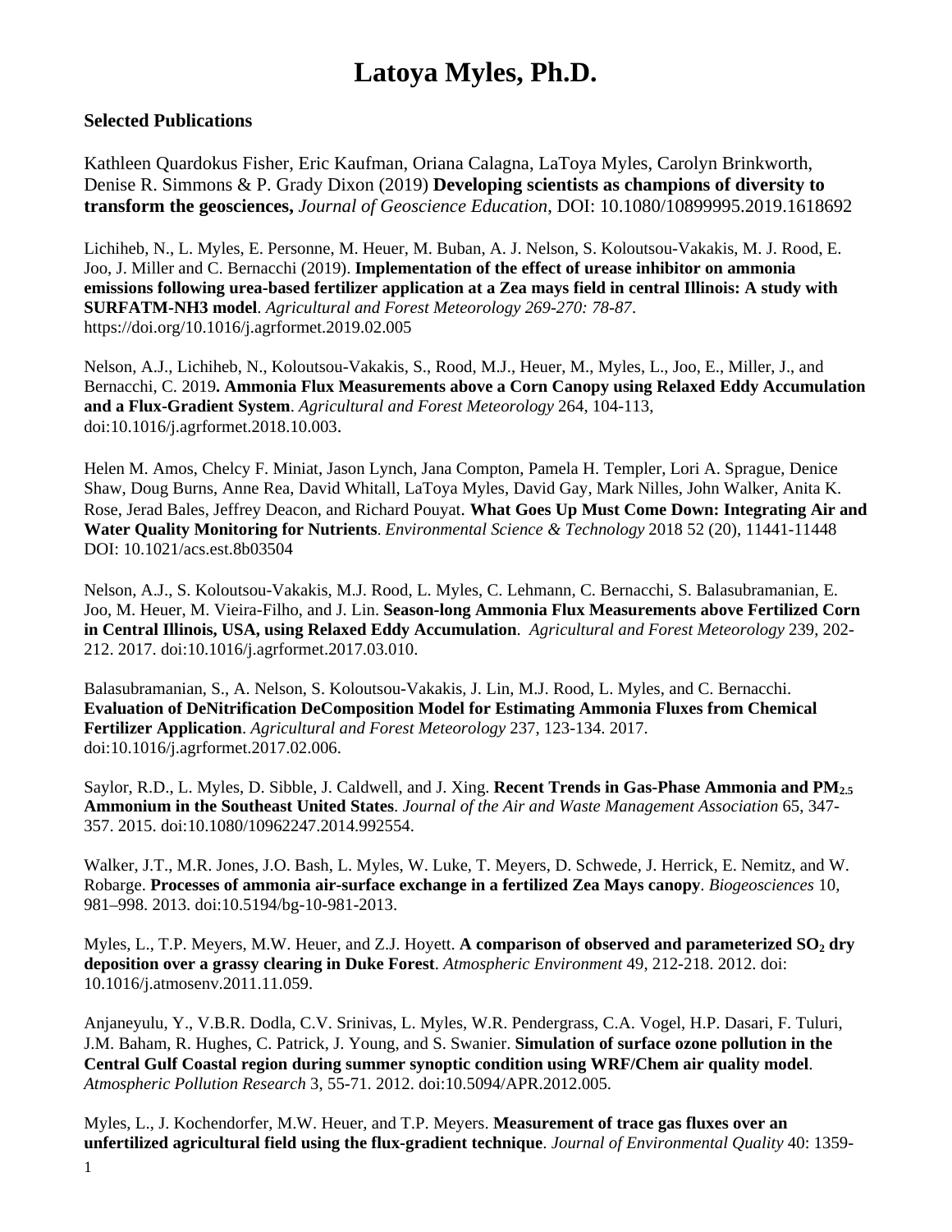# Latoya Myles, Ph.D.

**Selected Publications**

Kathleen Quardokus Fisher, Eric Kaufman, Oriana Calagna, LaToya Myles, Carolyn Brinkworth, Denise R. Simmons & P. Grady Dixon (2019) **Developing scientists as champions of diversity to transform the geosciences,** *Journal of Geoscience Education*, DOI: 10.1080/10899995.2019.1618692

Lichiheb, N., L. Myles, E. Personne, M. Heuer, M. Buban, A. J. Nelson, S. Koloutsou-Vakakis, M. J. Rood, E. Joo, J. Miller and C. Bernacchi (2019). **Implementation of the effect of urease inhibitor on ammonia emissions following urea-based fertilizer application at a Zea mays field in central Illinois: A study with SURFATM-NH3 model**. *Agricultural and Forest Meteorology 269-270: 78-87*. https://doi.org/10.1016/j.agrformet.2019.02.005

Nelson, A.J., Lichiheb, N., Koloutsou-Vakakis, S., Rood, M.J., Heuer, M., Myles, L., Joo, E., Miller, J., and Bernacchi, C. 2019**. Ammonia Flux Measurements above a Corn Canopy using Relaxed Eddy Accumulation and a Flux-Gradient System**. *Agricultural and Forest Meteorology* 264, 104-113, doi:10.1016/j.agrformet.2018.10.003.

Helen M. Amos, Chelcy F. Miniat, Jason Lynch, Jana Compton, Pamela H. Templer, Lori A. Sprague, Denice Shaw, Doug Burns, Anne Rea, David Whitall, LaToya Myles, David Gay, Mark Nilles, John Walker, Anita K. Rose, Jerad Bales, Jeffrey Deacon, and Richard Pouyat. **What Goes Up Must Come Down: Integrating Air and Water Quality Monitoring for Nutrients**. *Environmental Science & Technology* 2018 52 (20), 11441-11448 DOI: 10.1021/acs.est.8b03504

Nelson, A.J., S. Koloutsou-Vakakis, M.J. Rood, L. Myles, C. Lehmann, C. Bernacchi, S. Balasubramanian, E. Joo, M. Heuer, M. Vieira-Filho, and J. Lin. **Season-long Ammonia Flux Measurements above Fertilized Corn in Central Illinois, USA, using Relaxed Eddy Accumulation**. *Agricultural and Forest Meteorology* 239, 202-212. 2017. doi:10.1016/j.agrformet.2017.03.010.

Balasubramanian, S., A. Nelson, S. Koloutsou-Vakakis, J. Lin, M.J. Rood, L. Myles, and C. Bernacchi. **Evaluation of DeNitrification DeComposition Model for Estimating Ammonia Fluxes from Chemical Fertilizer Application**. *Agricultural and Forest Meteorology* 237, 123-134. 2017. doi:10.1016/j.agrformet.2017.02.006.

Saylor, R.D., L. Myles, D. Sibble, J. Caldwell, and J. Xing. **Recent Trends in Gas-Phase Ammonia and $PM_{2.5}$ Ammonium in the Southeast United States**. *Journal of the Air and Waste Management Association* 65, 347-357. 2015. doi:10.1080/10962247.2014.992554.

Walker, J.T., M.R. Jones, J.O. Bash, L. Myles, W. Luke, T. Meyers, D. Schwede, J. Herrick, E. Nemitz, and W. Robarge. **Processes of ammonia air-surface exchange in a fertilized Zea Mays canopy**. *Biogeosciences* 10, 981–998. 2013. doi:10.5194/bg-10-981-2013.

Myles, L., T.P. Meyers, M.W. Heuer, and Z.J. Hoyett. **A comparison of observed and parameterized $SO_2$ dry deposition over a grassy clearing in Duke Forest**. *Atmospheric Environment* 49, 212-218. 2012. doi: 10.1016/j.atmosenv.2011.11.059.

Anjaneyulu, Y., V.B.R. Dodla, C.V. Srinivas, L. Myles, W.R. Pendergrass, C.A. Vogel, H.P. Dasari, F. Tuluri, J.M. Baham, R. Hughes, C. Patrick, J. Young, and S. Swanier. **Simulation of surface ozone pollution in the Central Gulf Coastal region during summer synoptic condition using WRF/Chem air quality model**. *Atmospheric Pollution Research* 3, 55-71. 2012. doi:10.5094/APR.2012.005.

Myles, L., J. Kochendorfer, M.W. Heuer, and T.P. Meyers. **Measurement of trace gas fluxes over an unfertilized agricultural field using the flux-gradient technique**. *Journal of Environmental Quality* 40: 1359-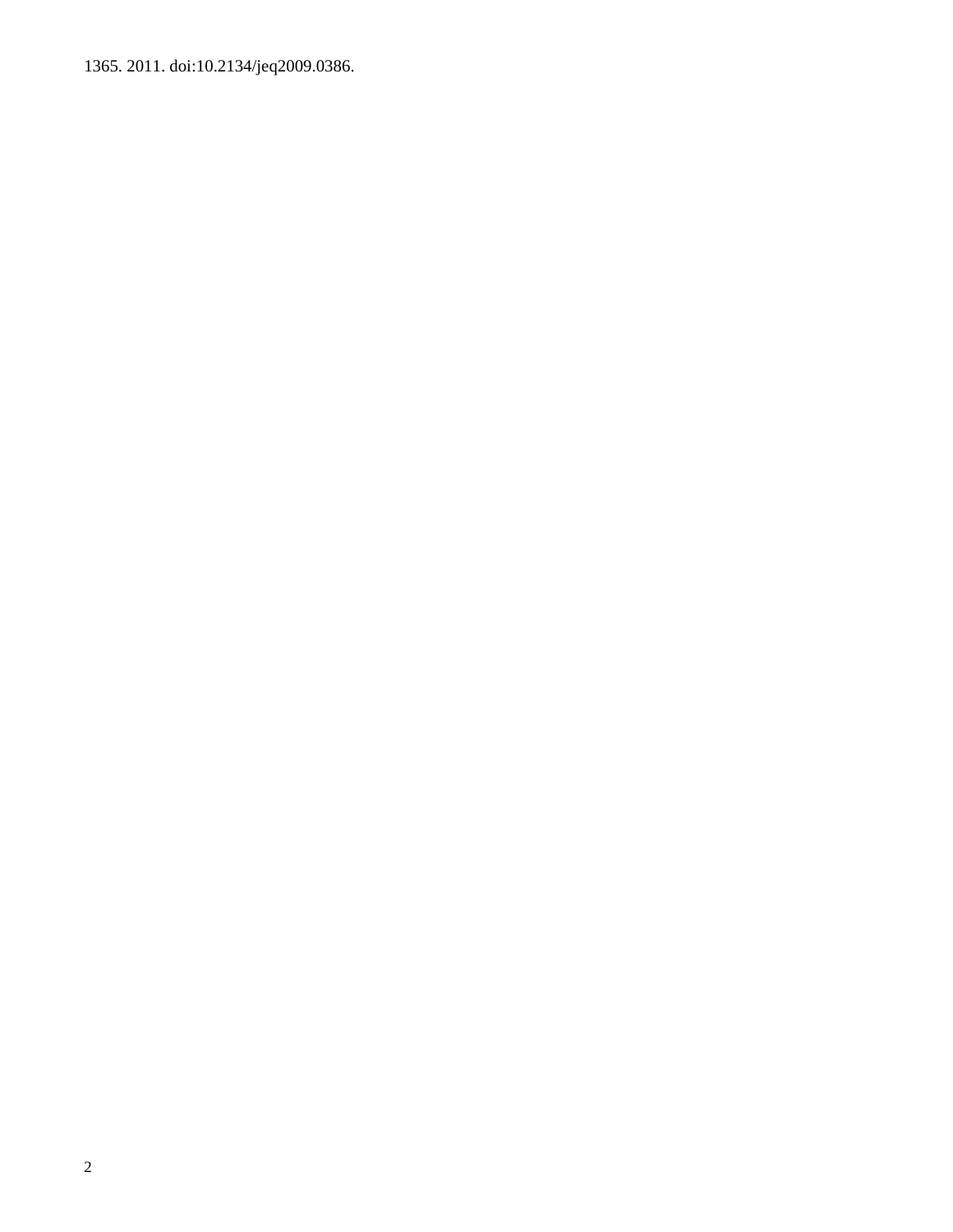1365. 2011. doi:10.2134/jeq2009.0386.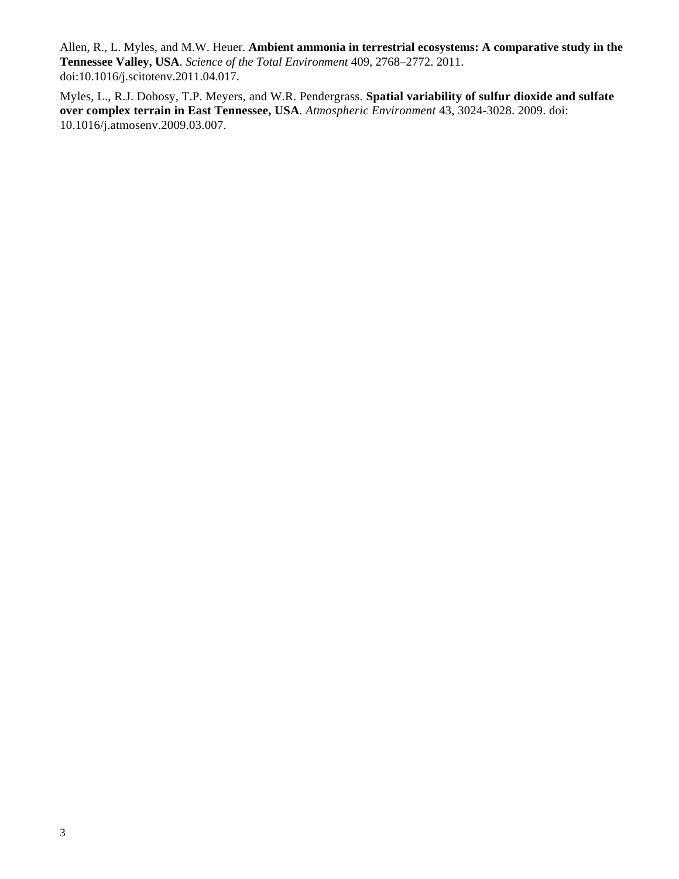Allen, R., L. Myles, and M.W. Heuer. **Ambient ammonia in terrestrial ecosystems: A comparative study in the Tennessee Valley, USA**. *Science of the Total Environment* 409, 2768–2772. 2011. doi:10.1016/j.scitotenv.2011.04.017.

Myles, L., R.J. Dobosy, T.P. Meyers, and W.R. Pendergrass. **Spatial variability of sulfur dioxide and sulfate over complex terrain in East Tennessee, USA**. *Atmospheric Environment* 43, 3024-3028. 2009. doi: 10.1016/j.atmosenv.2009.03.007.